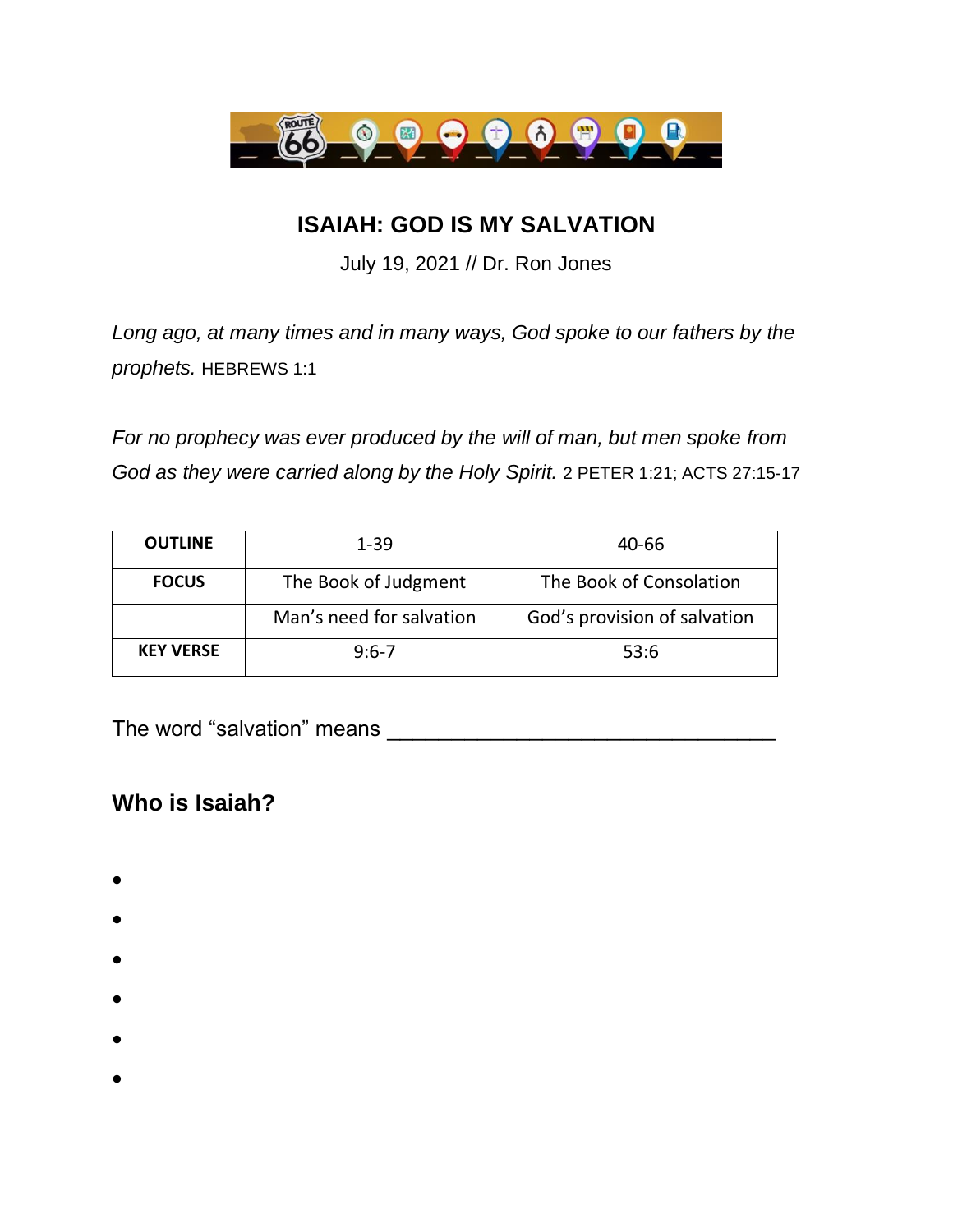# ISAIAH: GOD IS MY SALVATION

July 19, 2021 // Dr. Ron Jones

*Long ago, at many times and in many ways, God spoke to our fathers by the prophets.* HEBREWS 1:1

*For no prophecy was ever produced by the will of man, but men spoke from God as they were carried along by the Holy Spirit.* 2 PETER 1:21; ACTS 27:15-17

| **OUTLINE** | 1-39 | 40-66 |
|---|---|---|
| **FOCUS** | The Book of Judgment | The Book of Consolation |
| | Man's need for salvation | God's provision of salvation |
| **KEY VERSE** | 9:6-7 | 53:6 |

The word "salvation" means ________________________________

## Who is Isaiah?

- 
- 
- 
- 
- 
-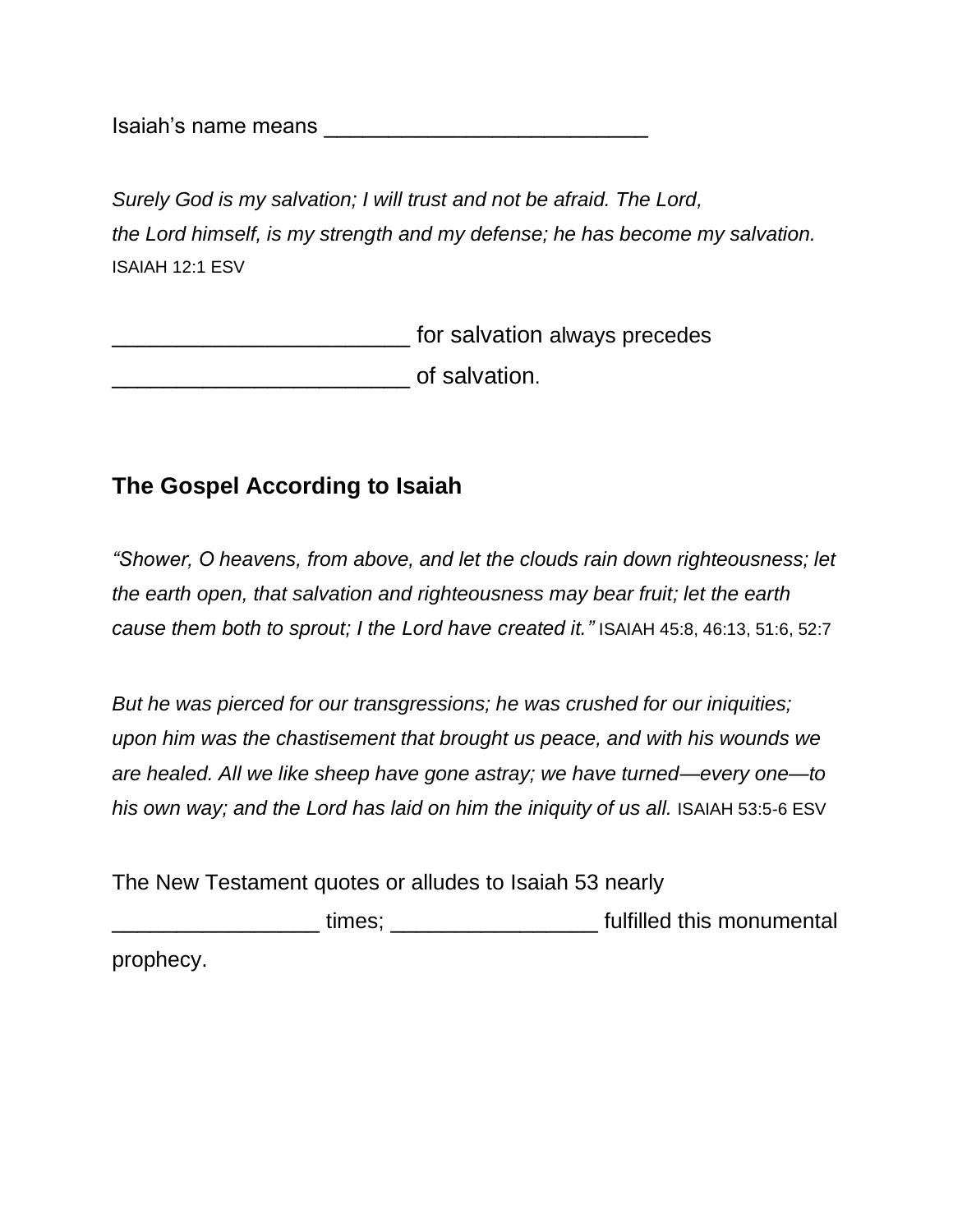Isaiah's name means __________________________

*Surely God is my salvation; I will trust and not be afraid. The Lord, the Lord himself, is my strength and my defense; he has become my salvation.* ISAIAH 12:1 ESV

________________________ for salvation always precedes ________________________ of salvation.

## The Gospel According to Isaiah

*"Shower, O heavens, from above, and let the clouds rain down righteousness; let the earth open, that salvation and righteousness may bear fruit; let the earth cause them both to sprout; I the Lord have created it."* ISAIAH 45:8, 46:13, 51:6, 52:7

*But he was pierced for our transgressions; he was crushed for our iniquities; upon him was the chastisement that brought us peace, and with his wounds we are healed. All we like sheep have gone astray; we have turned—every one—to his own way; and the Lord has laid on him the iniquity of us all.* ISAIAH 53:5-6 ESV

The New Testament quotes or alludes to Isaiah 53 nearly _________________ times; _________________ fulfilled this monumental prophecy.